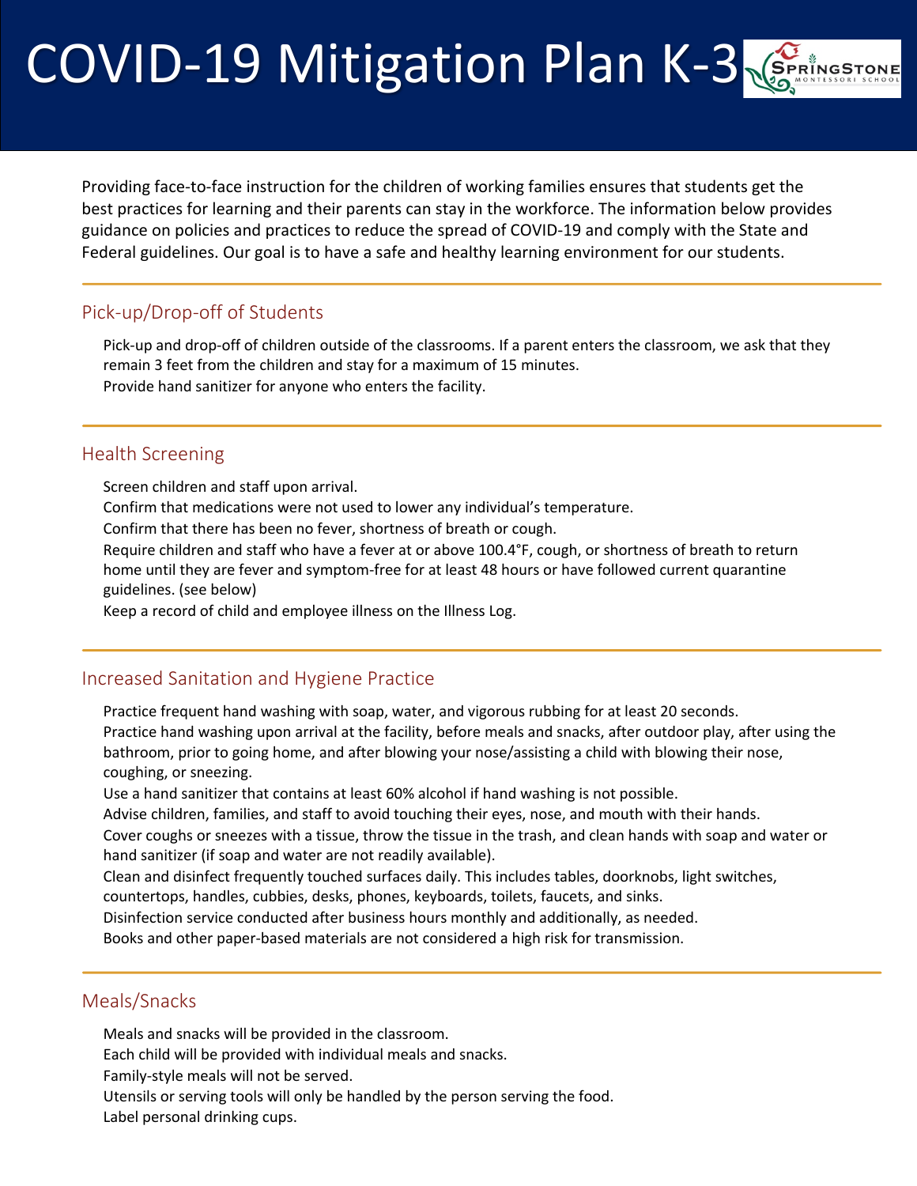# COVID-19 Mitigation Plan K-3

Providing face-to-face instruction for the children of working families ensures that students get the best practices for learning and their parents can stay in the workforce. The information below provides guidance on policies and practices to reduce the spread of COVID-19 and comply with the State and Federal guidelines. Our goal is to have a safe and healthy learning environment for our students.

## Pick-up/Drop-off of Students

Pick-up and drop-off of children outside of the classrooms. If a parent enters the classroom, we ask that they remain 3 feet from the children and stay for a maximum of 15 minutes.

Provide hand sanitizer for anyone who enters the facility.

## Health Screening

Screen children and staff upon arrival.

Confirm that medications were not used to lower any individual's temperature.

Confirm that there has been no fever, shortness of breath or cough.

Require children and staff who have a fever at or above 100.4°F, cough, or shortness of breath to return home until they are fever and symptom-free for at least 48 hours or have followed current quarantine guidelines. (see below)

Keep a record of child and employee illness on the Illness Log.

## Increased Sanitation and Hygiene Practice

Practice frequent hand washing with soap, water, and vigorous rubbing for at least 20 seconds.

Practice hand washing upon arrival at the facility, before meals and snacks, after outdoor play, after using the bathroom, prior to going home, and after blowing your nose/assisting a child with blowing their nose, coughing, or sneezing.

Use a hand sanitizer that contains at least 60% alcohol if hand washing is not possible.

Advise children, families, and staff to avoid touching their eyes, nose, and mouth with their hands.

Cover coughs or sneezes with a tissue, throw the tissue in the trash, and clean hands with soap and water or hand sanitizer (if soap and water are not readily available).

Clean and disinfect frequently touched surfaces daily. This includes tables, doorknobs, light switches, countertops, handles, cubbies, desks, phones, keyboards, toilets, faucets, and sinks.

Disinfection service conducted after business hours monthly and additionally, as needed.

Books and other paper-based materials are not considered a high risk for transmission.

## Meals/Snacks

Meals and snacks will be provided in the classroom.

Each child will be provided with individual meals and snacks.

Family-style meals will not be served.

Utensils or serving tools will only be handled by the person serving the food.

Label personal drinking cups.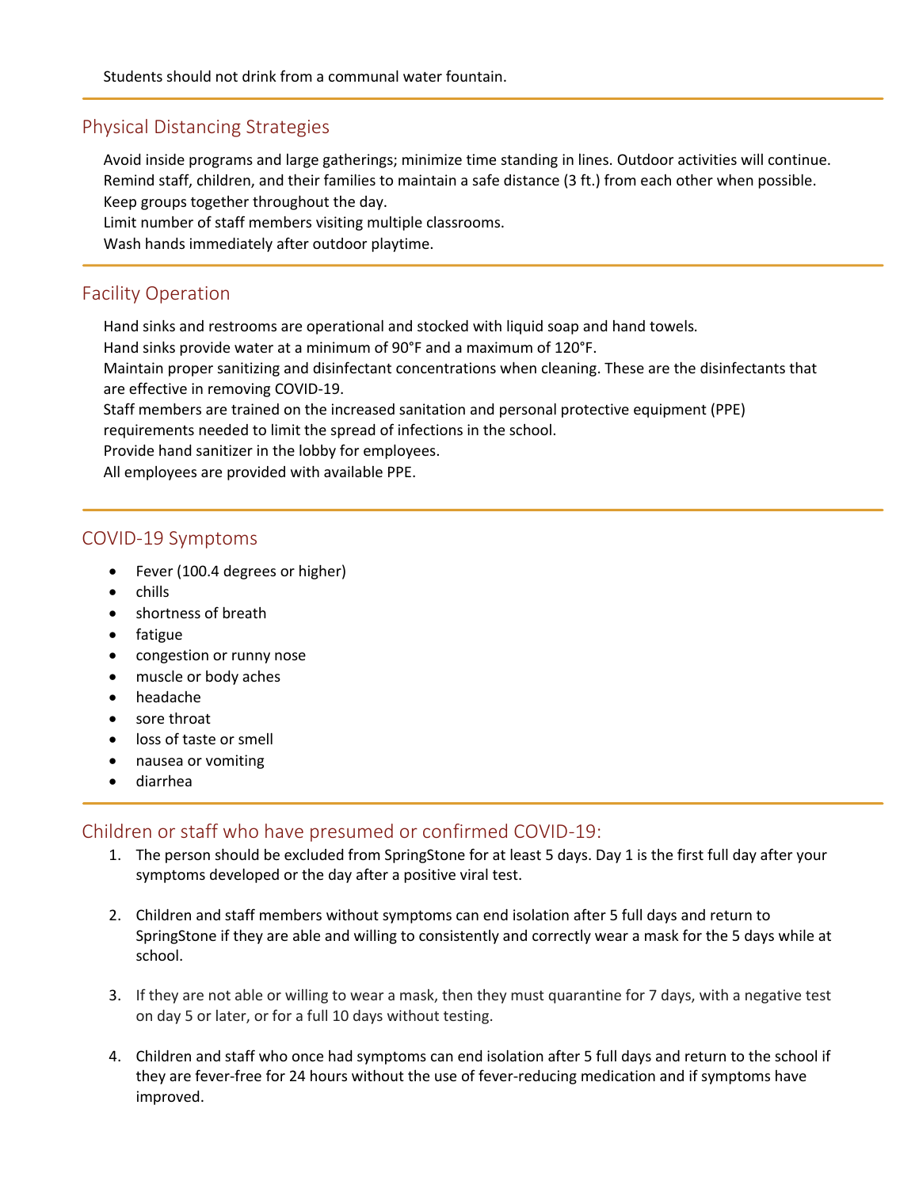Students should not drink from a communal water fountain.

## Physical Distancing Strategies

Avoid inside programs and large gatherings; minimize time standing in lines. Outdoor activities will continue.
Remind staff, children, and their families to maintain a safe distance (3 ft.) from each other when possible.
Keep groups together throughout the day.
Limit number of staff members visiting multiple classrooms.
Wash hands immediately after outdoor playtime.

## Facility Operation

Hand sinks and restrooms are operational and stocked with liquid soap and hand towels.
Hand sinks provide water at a minimum of 90°F and a maximum of 120°F.
Maintain proper sanitizing and disinfectant concentrations when cleaning. These are the disinfectants that are effective in removing COVID-19.
Staff members are trained on the increased sanitation and personal protective equipment (PPE) requirements needed to limit the spread of infections in the school.
Provide hand sanitizer in the lobby for employees.
All employees are provided with available PPE.

## COVID-19 Symptoms

- Fever (100.4 degrees or higher)
- chills
- shortness of breath
- fatigue
- congestion or runny nose
- muscle or body aches
- headache
- sore throat
- loss of taste or smell
- nausea or vomiting
- diarrhea

## Children or staff who have presumed or confirmed COVID-19:

1. The person should be excluded from SpringStone for at least 5 days. Day 1 is the first full day after your symptoms developed or the day after a positive viral test.

2. Children and staff members without symptoms can end isolation after 5 full days and return to SpringStone if they are able and willing to consistently and correctly wear a mask for the 5 days while at school.

3. If they are not able or willing to wear a mask, then they must quarantine for 7 days, with a negative test on day 5 or later, or for a full 10 days without testing.

4. Children and staff who once had symptoms can end isolation after 5 full days and return to the school if they are fever-free for 24 hours without the use of fever-reducing medication and if symptoms have improved.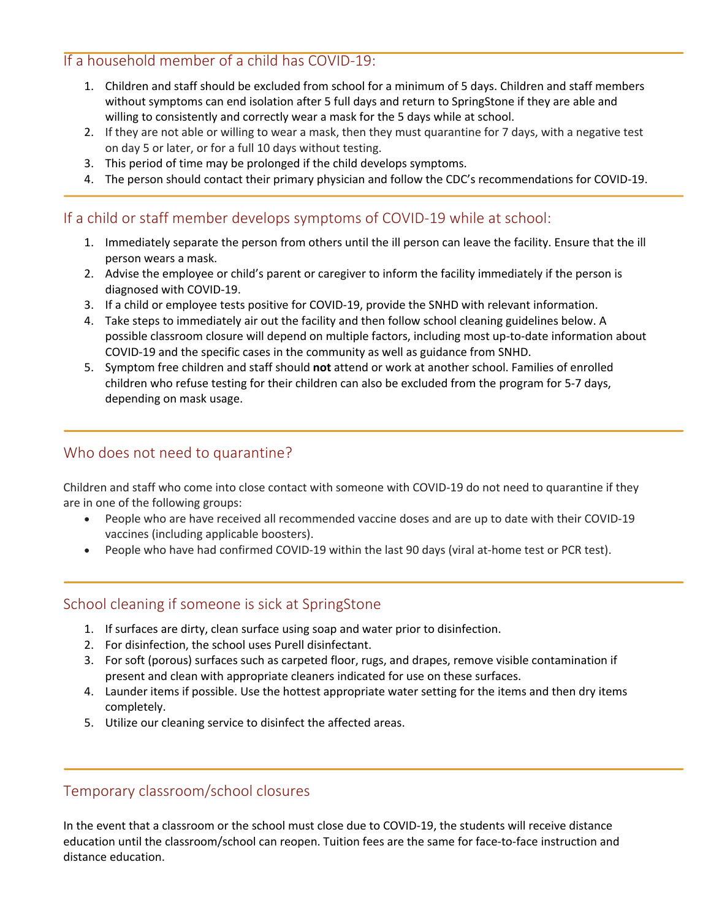## If a household member of a child has COVID-19:

1. Children and staff should be excluded from school for a minimum of 5 days. Children and staff members without symptoms can end isolation after 5 full days and return to SpringStone if they are able and willing to consistently and correctly wear a mask for the 5 days while at school.
2. If they are not able or willing to wear a mask, then they must quarantine for 7 days, with a negative test on day 5 or later, or for a full 10 days without testing.
3. This period of time may be prolonged if the child develops symptoms.
4. The person should contact their primary physician and follow the CDC's recommendations for COVID-19.

## If a child or staff member develops symptoms of COVID-19 while at school:

1. Immediately separate the person from others until the ill person can leave the facility. Ensure that the ill person wears a mask.
2. Advise the employee or child's parent or caregiver to inform the facility immediately if the person is diagnosed with COVID-19.
3. If a child or employee tests positive for COVID-19, provide the SNHD with relevant information.
4. Take steps to immediately air out the facility and then follow school cleaning guidelines below. A possible classroom closure will depend on multiple factors, including most up-to-date information about COVID-19 and the specific cases in the community as well as guidance from SNHD.
5. Symptom free children and staff should **not** attend or work at another school. Families of enrolled children who refuse testing for their children can also be excluded from the program for 5-7 days, depending on mask usage.

## Who does not need to quarantine?

Children and staff who come into close contact with someone with COVID-19 do not need to quarantine if they are in one of the following groups:

- People who are have received all recommended vaccine doses and are up to date with their COVID-19 vaccines (including applicable boosters).
- People who have had confirmed COVID-19 within the last 90 days (viral at-home test or PCR test).

## School cleaning if someone is sick at SpringStone

1. If surfaces are dirty, clean surface using soap and water prior to disinfection.
2. For disinfection, the school uses Purell disinfectant.
3. For soft (porous) surfaces such as carpeted floor, rugs, and drapes, remove visible contamination if present and clean with appropriate cleaners indicated for use on these surfaces.
4. Launder items if possible. Use the hottest appropriate water setting for the items and then dry items completely.
5. Utilize our cleaning service to disinfect the affected areas.

## Temporary classroom/school closures

In the event that a classroom or the school must close due to COVID-19, the students will receive distance education until the classroom/school can reopen. Tuition fees are the same for face-to-face instruction and distance education.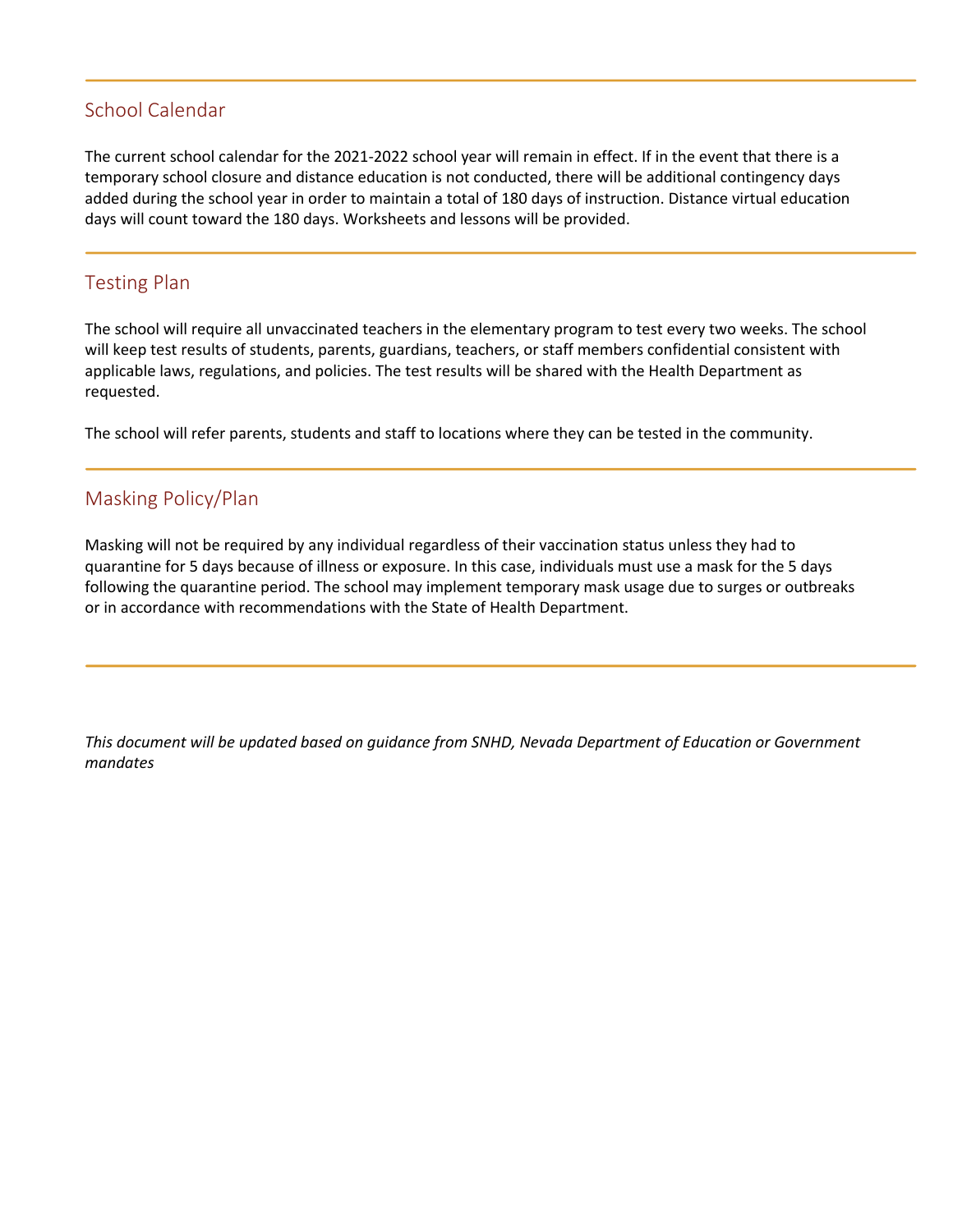## School Calendar

The current school calendar for the 2021-2022 school year will remain in effect. If in the event that there is a temporary school closure and distance education is not conducted, there will be additional contingency days added during the school year in order to maintain a total of 180 days of instruction. Distance virtual education days will count toward the 180 days. Worksheets and lessons will be provided.

## Testing Plan

The school will require all unvaccinated teachers in the elementary program to test every two weeks. The school will keep test results of students, parents, guardians, teachers, or staff members confidential consistent with applicable laws, regulations, and policies. The test results will be shared with the Health Department as requested.

The school will refer parents, students and staff to locations where they can be tested in the community.

## Masking Policy/Plan

Masking will not be required by any individual regardless of their vaccination status unless they had to quarantine for 5 days because of illness or exposure. In this case, individuals must use a mask for the 5 days following the quarantine period. The school may implement temporary mask usage due to surges or outbreaks or in accordance with recommendations with the State of Health Department.

*This document will be updated based on guidance from SNHD, Nevada Department of Education or Government mandates*